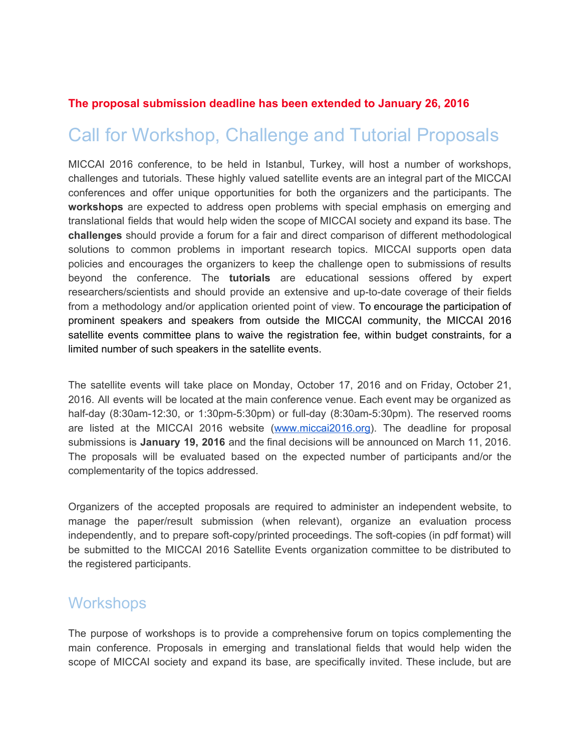**The proposal submission deadline has been extended to January 26, 2016**

# Call for Workshop, Challenge and Tutorial Proposals

MICCAI 2016 conference, to be held in Istanbul, Turkey, will host a number of workshops, challenges and tutorials. These highly valued satellite events are an integral part of the MICCAI conferences and offer unique opportunities for both the organizers and the participants. The **workshops** are expected to address open problems with special emphasis on emerging and translational fields that would help widen the scope of MICCAI society and expand its base. The **challenges** should provide a forum for a fair and direct comparison of different methodological solutions to common problems in important research topics. MICCAI supports open data policies and encourages the organizers to keep the challenge open to submissions of results beyond the conference. The **tutorials** are educational sessions offered by expert researchers/scientists and should provide an extensive and up-to-date coverage of their fields from a methodology and/or application oriented point of view. To encourage the participation of prominent speakers and speakers from outside the MICCAI community, the MICCAI 2016 satellite events committee plans to waive the registration fee, within budget constraints, for a limited number of such speakers in the satellite events.

The satellite events will take place on Monday, October 17, 2016 and on Friday, October 21, 2016. All events will be located at the main conference venue. Each event may be organized as half-day (8:30am-12:30, or 1:30pm-5:30pm) or full-day (8:30am-5:30pm). The reserved rooms are listed at the MICCAI 2016 website ([www.miccai2016.org](www.miccai2016.org)). The deadline for proposal submissions is **January 19, 2016** and the final decisions will be announced on March 11, 2016. The proposals will be evaluated based on the expected number of participants and/or the complementarity of the topics addressed.

Organizers of the accepted proposals are required to administer an independent website, to manage the paper/result submission (when relevant), organize an evaluation process independently, and to prepare soft-copy/printed proceedings. The soft-copies (in pdf format) will be submitted to the MICCAI 2016 Satellite Events organization committee to be distributed to the registered participants.

## Workshops

The purpose of workshops is to provide a comprehensive forum on topics complementing the main conference. Proposals in emerging and translational fields that would help widen the scope of MICCAI society and expand its base, are specifically invited. These include, but are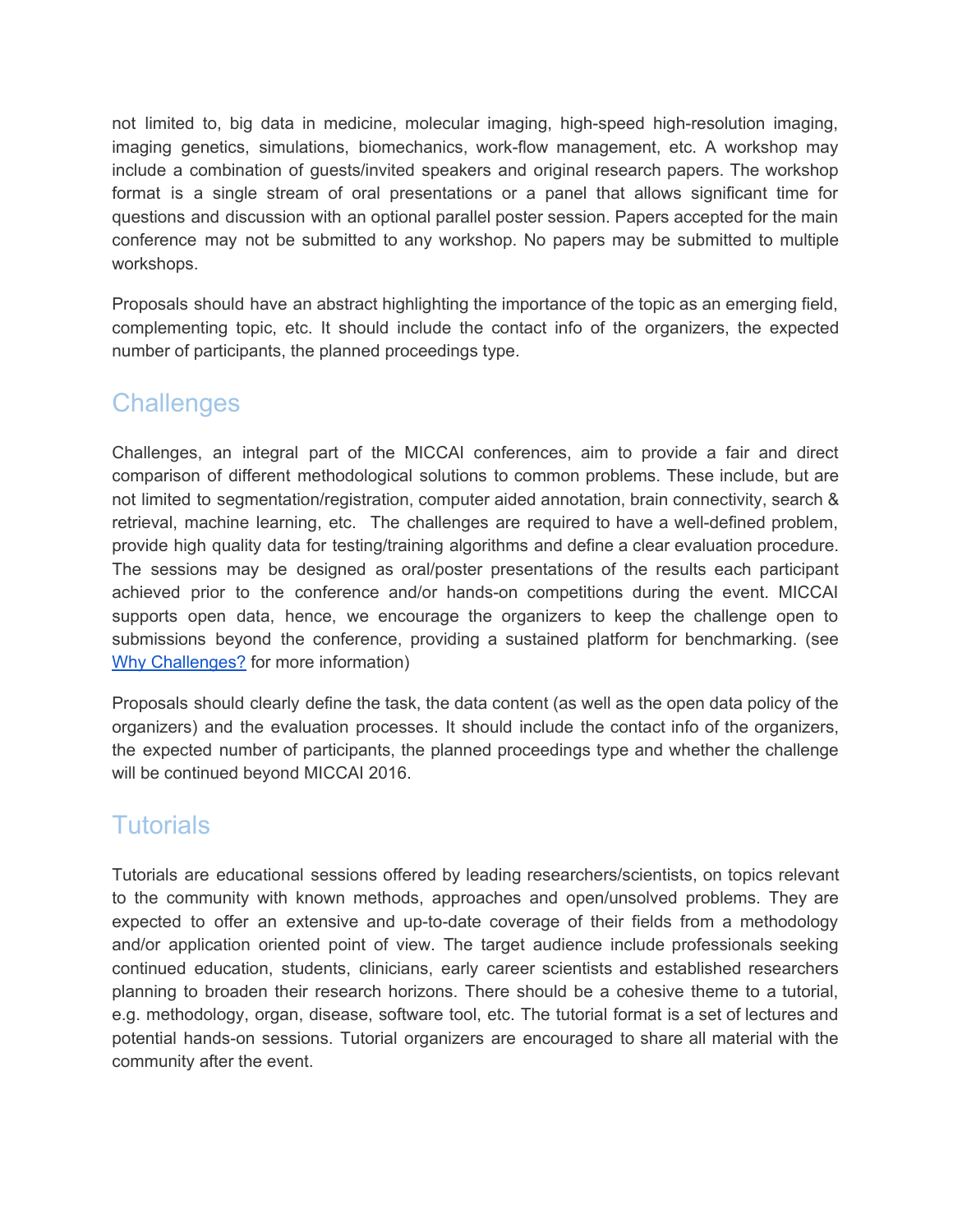not limited to, big data in medicine, molecular imaging, high-speed high-resolution imaging, imaging genetics, simulations, biomechanics, work-flow management, etc. A workshop may include a combination of guests/invited speakers and original research papers. The workshop format is a single stream of oral presentations or a panel that allows significant time for questions and discussion with an optional parallel poster session. Papers accepted for the main conference may not be submitted to any workshop. No papers may be submitted to multiple workshops.

Proposals should have an abstract highlighting the importance of the topic as an emerging field, complementing topic, etc. It should include the contact info of the organizers, the expected number of participants, the planned proceedings type.

## Challenges

Challenges, an integral part of the MICCAI conferences, aim to provide a fair and direct comparison of different methodological solutions to common problems. These include, but are not limited to segmentation/registration, computer aided annotation, brain connectivity, search & retrieval, machine learning, etc. The challenges are required to have a well-defined problem, provide high quality data for testing/training algorithms and define a clear evaluation procedure. The sessions may be designed as oral/poster presentations of the results each participant achieved prior to the conference and/or hands-on competitions during the event. MICCAI supports open data, hence, we encourage the organizers to keep the challenge open to submissions beyond the conference, providing a sustained platform for benchmarking. (see Why Challenges? for more information)

Proposals should clearly define the task, the data content (as well as the open data policy of the organizers) and the evaluation processes. It should include the contact info of the organizers, the expected number of participants, the planned proceedings type and whether the challenge will be continued beyond MICCAI 2016.

## Tutorials

Tutorials are educational sessions offered by leading researchers/scientists, on topics relevant to the community with known methods, approaches and open/unsolved problems. They are expected to offer an extensive and up-to-date coverage of their fields from a methodology and/or application oriented point of view. The target audience include professionals seeking continued education, students, clinicians, early career scientists and established researchers planning to broaden their research horizons. There should be a cohesive theme to a tutorial, e.g. methodology, organ, disease, software tool, etc. The tutorial format is a set of lectures and potential hands-on sessions. Tutorial organizers are encouraged to share all material with the community after the event.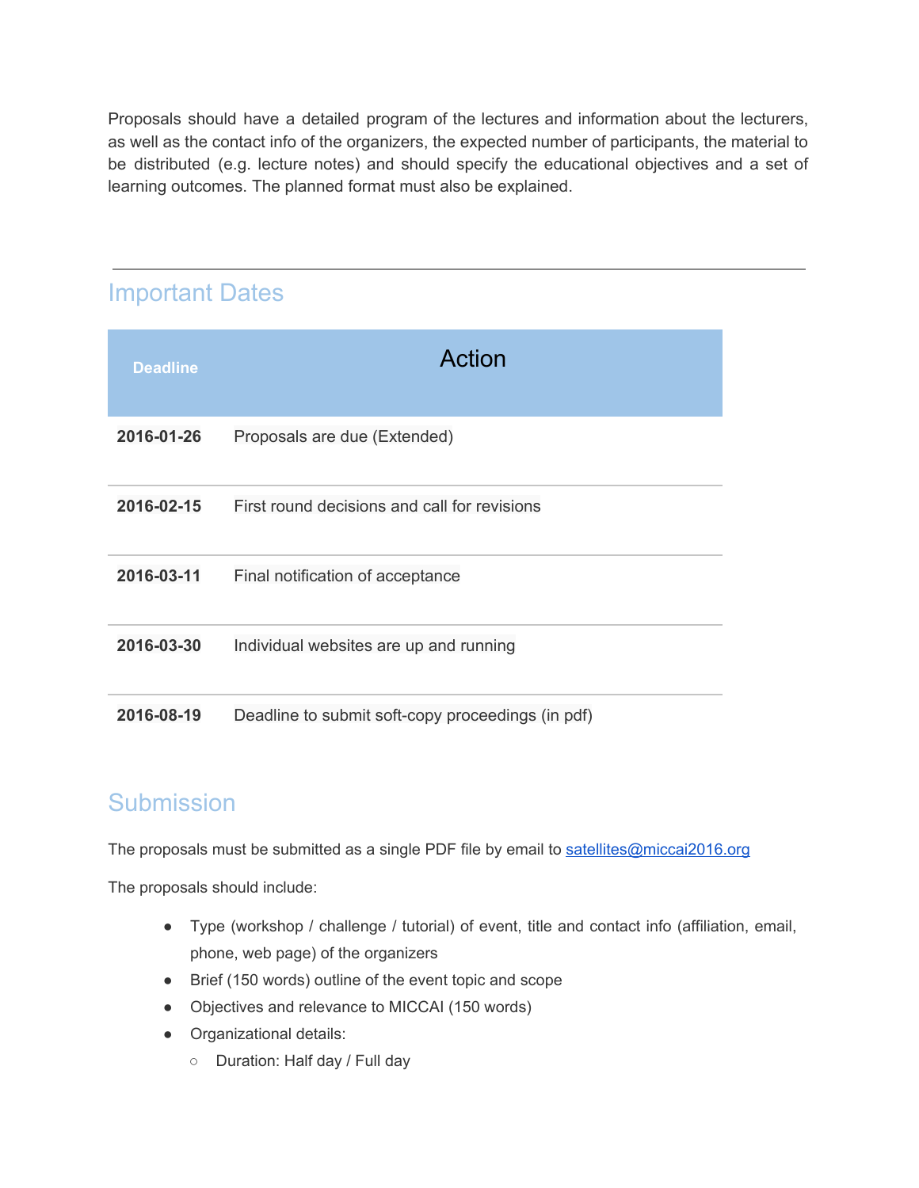Proposals should have a detailed program of the lectures and information about the lecturers, as well as the contact info of the organizers, the expected number of participants, the material to be distributed (e.g. lecture notes) and should specify the educational objectives and a set of learning outcomes. The planned format must also be explained.

---

## Important Dates

| Deadline | Action |
|---|---|
| **2016-01-26** | Proposals are due (Extended) |
| **2016-02-15** | First round decisions and call for revisions |
| **2016-03-11** | Final notification of acceptance |
| **2016-03-30** | Individual websites are up and running |
| **2016-08-19** | Deadline to submit soft-copy proceedings (in pdf) |

## Submission

The proposals must be submitted as a single PDF file by email to [satellites@miccai2016.org](mailto:satellites@miccai2016.org)

The proposals should include:

- Type (workshop / challenge / tutorial) of event, title and contact info (affiliation, email, phone, web page) of the organizers
- Brief (150 words) outline of the event topic and scope
- Objectives and relevance to MICCAI (150 words)
- Organizational details:
  - Duration: Half day / Full day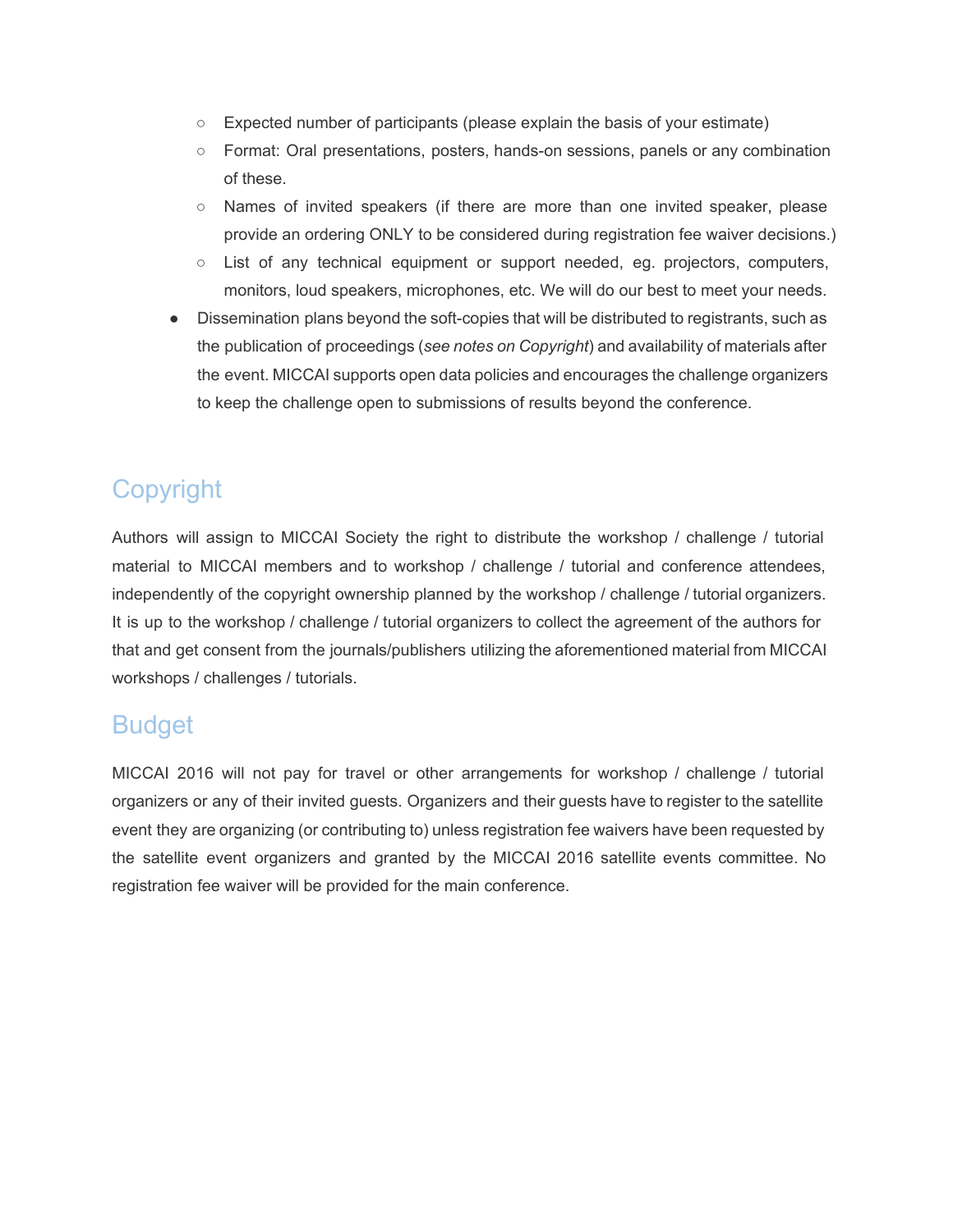- Expected number of participants (please explain the basis of your estimate)
    - Format: Oral presentations, posters, hands-on sessions, panels or any combination of these.
    - Names of invited speakers (if there are more than one invited speaker, please provide an ordering ONLY to be considered during registration fee waiver decisions.)
    - List of any technical equipment or support needed, eg. projectors, computers, monitors, loud speakers, microphones, etc. We will do our best to meet your needs.
- Dissemination plans beyond the soft-copies that will be distributed to registrants, such as the publication of proceedings (*see notes on Copyright*) and availability of materials after the event. MICCAI supports open data policies and encourages the challenge organizers to keep the challenge open to submissions of results beyond the conference.

## Copyright

Authors will assign to MICCAI Society the right to distribute the workshop / challenge / tutorial material to MICCAI members and to workshop / challenge / tutorial and conference attendees, independently of the copyright ownership planned by the workshop / challenge / tutorial organizers. It is up to the workshop / challenge / tutorial organizers to collect the agreement of the authors for that and get consent from the journals/publishers utilizing the aforementioned material from MICCAI workshops / challenges / tutorials.

## Budget

MICCAI 2016 will not pay for travel or other arrangements for workshop / challenge / tutorial organizers or any of their invited guests. Organizers and their guests have to register to the satellite event they are organizing (or contributing to) unless registration fee waivers have been requested by the satellite event organizers and granted by the MICCAI 2016 satellite events committee. No registration fee waiver will be provided for the main conference.